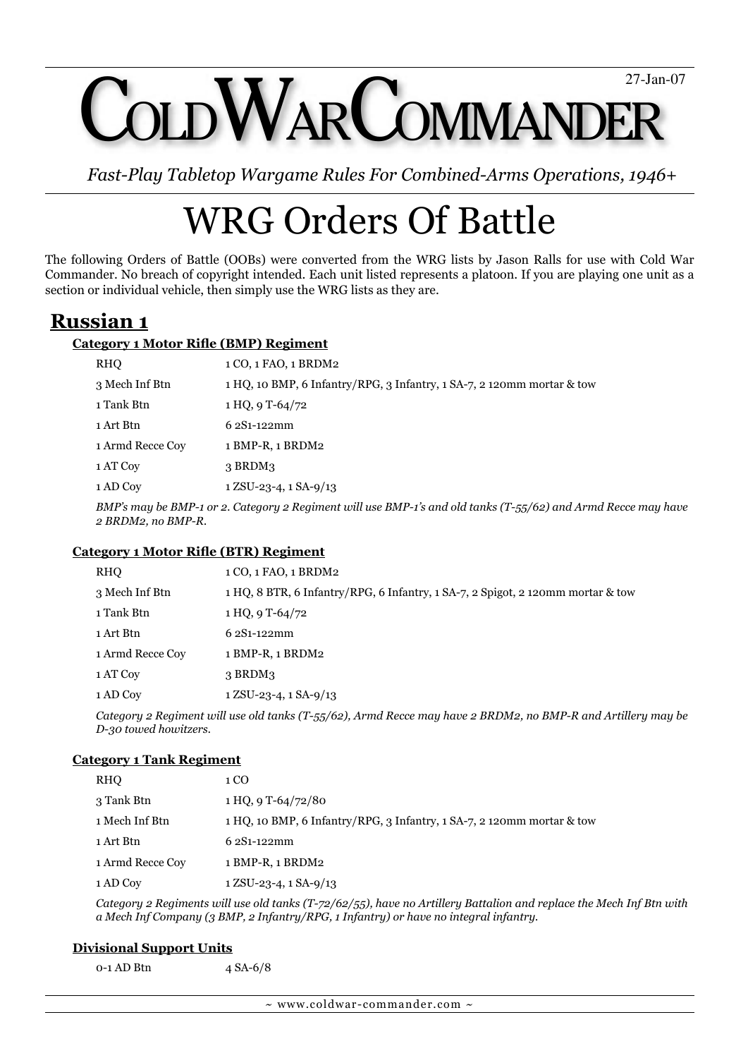# COLD WAR COMMANDER

27-Jan-07

*Fast-Play Tabletop Wargame Rules For Combined-Arms Operations, 1946+*

# WRG Orders Of Battle

The following Orders of Battle (OOBs) were converted from the WRG lists by Jason Ralls for use with Cold War Commander. No breach of copyright intended. Each unit listed represents a platoon. If you are playing one unit as a section or individual vehicle, then simply use the WRG lists as they are.

## Russian 1

### Category 1 Motor Rifle (BMP) Regiment

| | |
|---|---|
| RHQ | 1 CO, 1 FAO, 1 BRDM2 |
| 3 Mech Inf Btn | 1 HQ, 10 BMP, 6 Infantry/RPG, 3 Infantry, 1 SA-7, 2 120mm mortar & tow |
| 1 Tank Btn | 1 HQ, 9 T-64/72 |
| 1 Art Btn | 6 2S1-122mm |
| 1 Armd Recce Coy | 1 BMP-R, 1 BRDM2 |
| 1 AT Coy | 3 BRDM3 |
| 1 AD Coy | 1 ZSU-23-4, 1 SA-9/13 |

*BMP's may be BMP-1 or 2. Category 2 Regiment will use BMP-1's and old tanks (T-55/62) and Armd Recce may have 2 BRDM2, no BMP-R.*

### Category 1 Motor Rifle (BTR) Regiment

| | |
|---|---|
| RHQ | 1 CO, 1 FAO, 1 BRDM2 |
| 3 Mech Inf Btn | 1 HQ, 8 BTR, 6 Infantry/RPG, 6 Infantry, 1 SA-7, 2 Spigot, 2 120mm mortar & tow |
| 1 Tank Btn | 1 HQ, 9 T-64/72 |
| 1 Art Btn | 6 2S1-122mm |
| 1 Armd Recce Coy | 1 BMP-R, 1 BRDM2 |
| 1 AT Coy | 3 BRDM3 |
| 1 AD Coy | 1 ZSU-23-4, 1 SA-9/13 |

*Category 2 Regiment will use old tanks (T-55/62), Armd Recce may have 2 BRDM2, no BMP-R and Artillery may be D-30 towed howitzers.*

### Category 1 Tank Regiment

| | |
|---|---|
| RHQ | 1 CO |
| 3 Tank Btn | 1 HQ, 9 T-64/72/80 |
| 1 Mech Inf Btn | 1 HQ, 10 BMP, 6 Infantry/RPG, 3 Infantry, 1 SA-7, 2 120mm mortar & tow |
| 1 Art Btn | 6 2S1-122mm |
| 1 Armd Recce Coy | 1 BMP-R, 1 BRDM2 |
| 1 AD Coy | 1 ZSU-23-4, 1 SA-9/13 |

*Category 2 Regiments will use old tanks (T-72/62/55), have no Artillery Battalion and replace the Mech Inf Btn with a Mech Inf Company (3 BMP, 2 Infantry/RPG, 1 Infantry) or have no integral infantry.*

### Divisional Support Units

| | |
|---|---|
| 0-1 AD Btn | 4 SA-6/8 |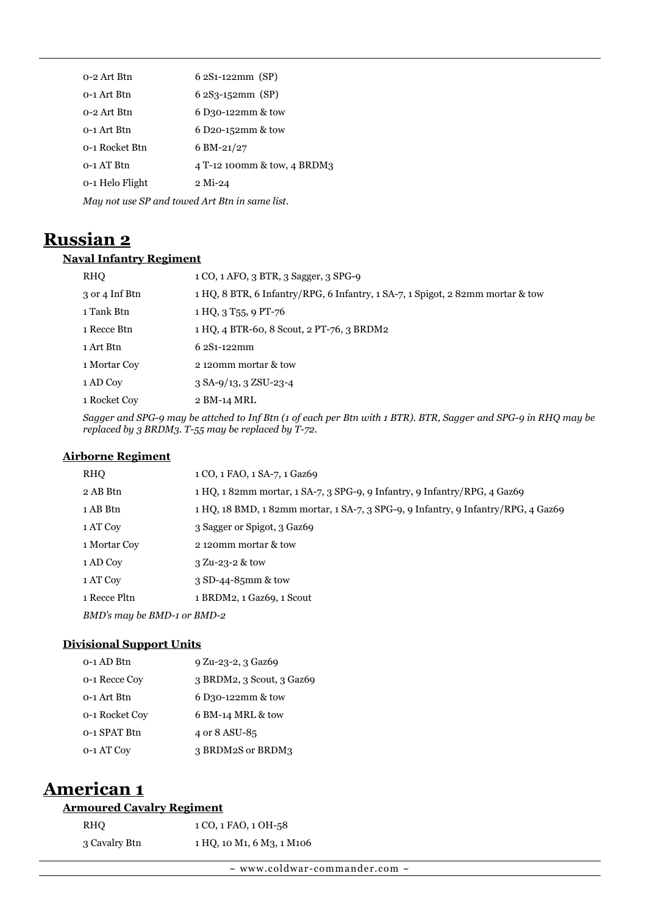| | |
|---|---|
| 0-2 Art Btn | 6 2S1-122mm (SP) |
| 0-1 Art Btn | 6 2S3-152mm (SP) |
| 0-2 Art Btn | 6 D30-122mm & tow |
| 0-1 Art Btn | 6 D20-152mm & tow |
| 0-1 Rocket Btn | 6 BM-21/27 |
| 0-1 AT Btn | 4 T-12 100mm & tow, 4 BRDM3 |
| 0-1 Helo Flight | 2 Mi-24 |

*May not use SP and towed Art Btn in same list.*

# Russian 2

## Naval Infantry Regiment

| | |
|---|---|
| RHQ | 1 CO, 1 AFO, 3 BTR, 3 Sagger, 3 SPG-9 |
| 3 or 4 Inf Btn | 1 HQ, 8 BTR, 6 Infantry/RPG, 6 Infantry, 1 SA-7, 1 Spigot, 2 82mm mortar & tow |
| 1 Tank Btn | 1 HQ, 3 T55, 9 PT-76 |
| 1 Recce Btn | 1 HQ, 4 BTR-60, 8 Scout, 2 PT-76, 3 BRDM2 |
| 1 Art Btn | 6 2S1-122mm |
| 1 Mortar Coy | 2 120mm mortar & tow |
| 1 AD Coy | 3 SA-9/13, 3 ZSU-23-4 |
| 1 Rocket Coy | 2 BM-14 MRL |

*Sagger and SPG-9 may be attched to Inf Btn (1 of each per Btn with 1 BTR). BTR, Sagger and SPG-9 in RHQ may be replaced by 3 BRDM3. T-55 may be replaced by T-72.*

## Airborne Regiment

| | |
|---|---|
| RHQ | 1 CO, 1 FAO, 1 SA-7, 1 Gaz69 |
| 2 AB Btn | 1 HQ, 1 82mm mortar, 1 SA-7, 3 SPG-9, 9 Infantry, 9 Infantry/RPG, 4 Gaz69 |
| 1 AB Btn | 1 HQ, 18 BMD, 1 82mm mortar, 1 SA-7, 3 SPG-9, 9 Infantry, 9 Infantry/RPG, 4 Gaz69 |
| 1 AT Coy | 3 Sagger or Spigot, 3 Gaz69 |
| 1 Mortar Coy | 2 120mm mortar & tow |
| 1 AD Coy | 3 Zu-23-2 & tow |
| 1 AT Coy | 3 SD-44-85mm & tow |
| 1 Recce Pltn | 1 BRDM2, 1 Gaz69, 1 Scout |

*BMD's may be BMD-1 or BMD-2*

## Divisional Support Units

| | |
|---|---|
| 0-1 AD Btn | 9 Zu-23-2, 3 Gaz69 |
| 0-1 Recce Coy | 3 BRDM2, 3 Scout, 3 Gaz69 |
| 0-1 Art Btn | 6 D30-122mm & tow |
| 0-1 Rocket Coy | 6 BM-14 MRL & tow |
| 0-1 SPAT Btn | 4 or 8 ASU-85 |
| 0-1 AT Coy | 3 BRDM2S or BRDM3 |

# American 1

## Armoured Cavalry Regiment

| | |
|---|---|
| RHQ | 1 CO, 1 FAO, 1 OH-58 |
| 3 Cavalry Btn | 1 HQ, 10 M1, 6 M3, 1 M106 |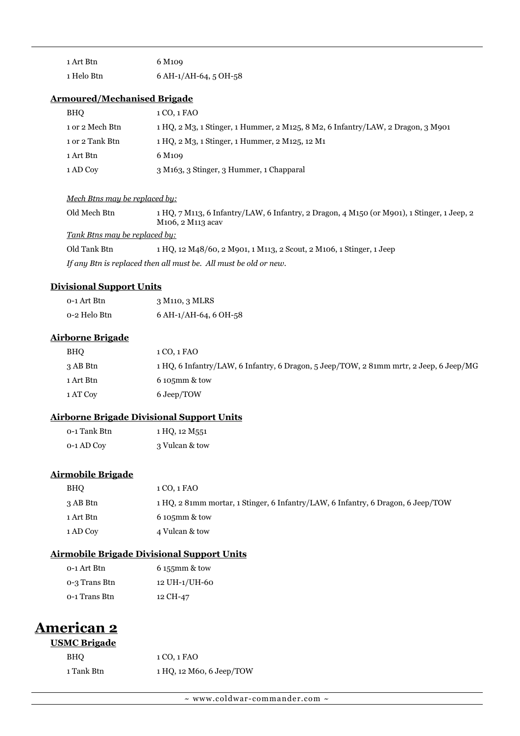| | |
|---|---|
| 1 Art Btn | 6 M109 |
| 1 Helo Btn | 6 AH-1/AH-64, 5 OH-58 |

### Armoured/Mechanised Brigade

| | |
|---|---|
| BHQ | 1 CO, 1 FAO |
| 1 or 2 Mech Btn | 1 HQ, 2 M3, 1 Stinger, 1 Hummer, 2 M125, 8 M2, 6 Infantry/LAW, 2 Dragon, 3 M901 |
| 1 or 2 Tank Btn | 1 HQ, 2 M3, 1 Stinger, 1 Hummer, 2 M125, 12 M1 |
| 1 Art Btn | 6 M109 |
| 1 AD Coy | 3 M163, 3 Stinger, 3 Hummer, 1 Chapparal |

*Mech Btns may be replaced by:*

| | |
|---|---|
| Old Mech Btn | 1 HQ, 7 M113, 6 Infantry/LAW, 6 Infantry, 2 Dragon, 4 M150 (or M901), 1 Stinger, 1 Jeep, 2 M106, 2 M113 acav |

*Tank Btns may be replaced by:*

| | |
|---|---|
| Old Tank Btn | 1 HQ, 12 M48/60, 2 M901, 1 M113, 2 Scout, 2 M106, 1 Stinger, 1 Jeep |

*If any Btn is replaced then all must be. All must be old or new.*

### Divisional Support Units

| | |
|---|---|
| 0-1 Art Btn | 3 M110, 3 MLRS |
| 0-2 Helo Btn | 6 AH-1/AH-64, 6 OH-58 |

### Airborne Brigade

| | |
|---|---|
| BHQ | 1 CO, 1 FAO |
| 3 AB Btn | 1 HQ, 6 Infantry/LAW, 6 Infantry, 6 Dragon, 5 Jeep/TOW, 2 81mm mrtr, 2 Jeep, 6 Jeep/MG |
| 1 Art Btn | 6 105mm & tow |
| 1 AT Coy | 6 Jeep/TOW |

### Airborne Brigade Divisional Support Units

| | |
|---|---|
| 0-1 Tank Btn | 1 HQ, 12 M551 |
| 0-1 AD Coy | 3 Vulcan & tow |

### Airmobile Brigade

| | |
|---|---|
| BHQ | 1 CO, 1 FAO |
| 3 AB Btn | 1 HQ, 2 81mm mortar, 1 Stinger, 6 Infantry/LAW, 6 Infantry, 6 Dragon, 6 Jeep/TOW |
| 1 Art Btn | 6 105mm & tow |
| 1 AD Coy | 4 Vulcan & tow |

### Airmobile Brigade Divisional Support Units

| | |
|---|---|
| 0-1 Art Btn | 6 155mm & tow |
| 0-3 Trans Btn | 12 UH-1/UH-60 |
| 0-1 Trans Btn | 12 CH-47 |

## American 2

### USMC Brigade

| | |
|---|---|
| BHQ | 1 CO, 1 FAO |
| 1 Tank Btn | 1 HQ, 12 M60, 6 Jeep/TOW |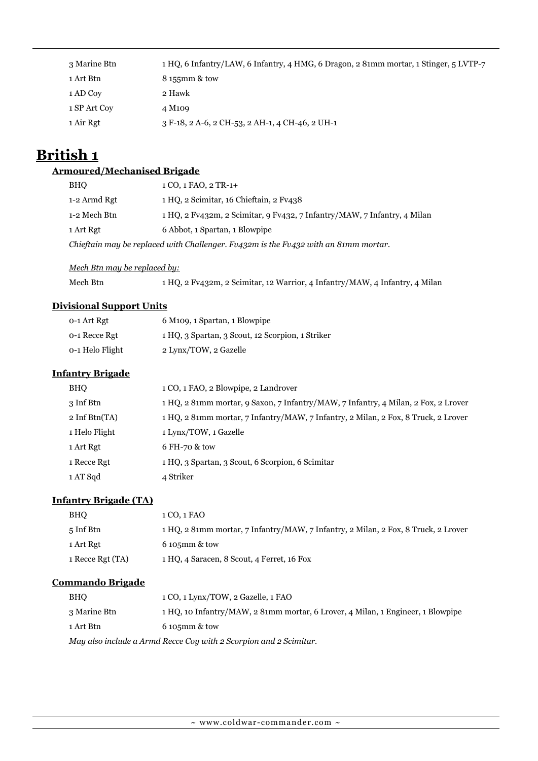| | |
|---|---|
| 3 Marine Btn | 1 HQ, 6 Infantry/LAW, 6 Infantry, 4 HMG, 6 Dragon, 2 81mm mortar, 1 Stinger, 5 LVTP-7 |
| 1 Art Btn | 8 155mm & tow |
| 1 AD Coy | 2 Hawk |
| 1 SP Art Coy | 4 M109 |
| 1 Air Rgt | 3 F-18, 2 A-6, 2 CH-53, 2 AH-1, 4 CH-46, 2 UH-1 |

# British 1

## Armoured/Mechanised Brigade

| | |
|---|---|
| BHQ | 1 CO, 1 FAO, 2 TR-1+ |
| 1-2 Armd Rgt | 1 HQ, 2 Scimitar, 16 Chieftain, 2 Fv438 |
| 1-2 Mech Btn | 1 HQ, 2 Fv432m, 2 Scimitar, 9 Fv432, 7 Infantry/MAW, 7 Infantry, 4 Milan |
| 1 Art Rgt | 6 Abbot, 1 Spartan, 1 Blowpipe |

*Chieftain may be replaced with Challenger. Fv432m is the Fv432 with an 81mm mortar.*

*Mech Btn may be replaced by:*

| | |
|---|---|
| Mech Btn | 1 HQ, 2 Fv432m, 2 Scimitar, 12 Warrior, 4 Infantry/MAW, 4 Infantry, 4 Milan |

## Divisional Support Units

| | |
|---|---|
| 0-1 Art Rgt | 6 M109, 1 Spartan, 1 Blowpipe |
| 0-1 Recce Rgt | 1 HQ, 3 Spartan, 3 Scout, 12 Scorpion, 1 Striker |
| 0-1 Helo Flight | 2 Lynx/TOW, 2 Gazelle |

## Infantry Brigade

| | |
|---|---|
| BHQ | 1 CO, 1 FAO, 2 Blowpipe, 2 Landrover |
| 3 Inf Btn | 1 HQ, 2 81mm mortar, 9 Saxon, 7 Infantry/MAW, 7 Infantry, 4 Milan, 2 Fox, 2 Lrover |
| 2 Inf Btn(TA) | 1 HQ, 2 81mm mortar, 7 Infantry/MAW, 7 Infantry, 2 Milan, 2 Fox, 8 Truck, 2 Lrover |
| 1 Helo Flight | 1 Lynx/TOW, 1 Gazelle |
| 1 Art Rgt | 6 FH-70 & tow |
| 1 Recce Rgt | 1 HQ, 3 Spartan, 3 Scout, 6 Scorpion, 6 Scimitar |
| 1 AT Sqd | 4 Striker |

## Infantry Brigade (TA)

| | |
|---|---|
| BHQ | 1 CO, 1 FAO |
| 5 Inf Btn | 1 HQ, 2 81mm mortar, 7 Infantry/MAW, 7 Infantry, 2 Milan, 2 Fox, 8 Truck, 2 Lrover |
| 1 Art Rgt | 6 105mm & tow |
| 1 Recce Rgt (TA) | 1 HQ, 4 Saracen, 8 Scout, 4 Ferret, 16 Fox |

## Commando Brigade

| | |
|---|---|
| BHQ | 1 CO, 1 Lynx/TOW, 2 Gazelle, 1 FAO |
| 3 Marine Btn | 1 HQ, 10 Infantry/MAW, 2 81mm mortar, 6 Lrover, 4 Milan, 1 Engineer, 1 Blowpipe |
| 1 Art Btn | 6 105mm & tow |

*May also include a Armd Recce Coy with 2 Scorpion and 2 Scimitar.*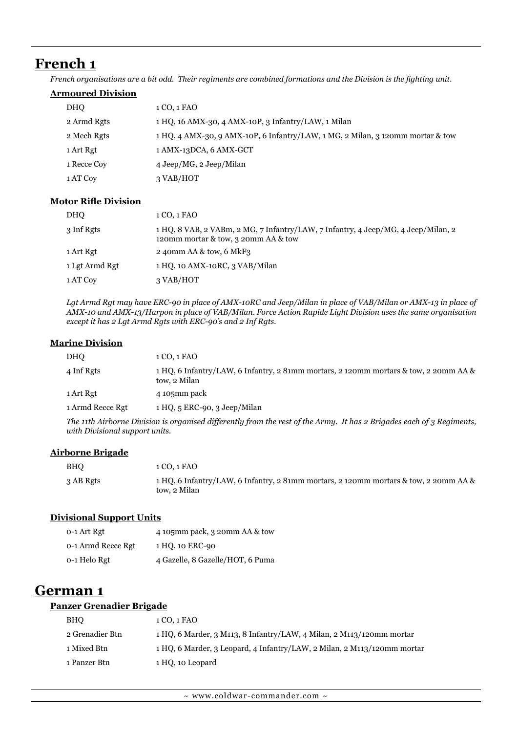# French 1

*French organisations are a bit odd. Their regiments are combined formations and the Division is the fighting unit.*

### Armoured Division

| | |
|---|---|
| DHQ | 1 CO, 1 FAO |
| 2 Armd Rgts | 1 HQ, 16 AMX-30, 4 AMX-10P, 3 Infantry/LAW, 1 Milan |
| 2 Mech Rgts | 1 HQ, 4 AMX-30, 9 AMX-10P, 6 Infantry/LAW, 1 MG, 2 Milan, 3 120mm mortar & tow |
| 1 Art Rgt | 1 AMX-13DCA, 6 AMX-GCT |
| 1 Recce Coy | 4 Jeep/MG, 2 Jeep/Milan |
| 1 AT Coy | 3 VAB/HOT |

### Motor Rifle Division

| | |
|---|---|
| DHQ | 1 CO, 1 FAO |
| 3 Inf Rgts | 1 HQ, 8 VAB, 2 VABm, 2 MG, 7 Infantry/LAW, 7 Infantry, 4 Jeep/MG, 4 Jeep/Milan, 2 120mm mortar & tow, 3 20mm AA & tow |
| 1 Art Rgt | 2 40mm AA & tow, 6 MkF3 |
| 1 Lgt Armd Rgt | 1 HQ, 10 AMX-10RC, 3 VAB/Milan |
| 1 AT Coy | 3 VAB/HOT |

*Lgt Armd Rgt may have ERC-90 in place of AMX-10RC and Jeep/Milan in place of VAB/Milan or AMX-13 in place of AMX-10 and AMX-13/Harpon in place of VAB/Milan. Force Action Rapide Light Division uses the same organisation except it has 2 Lgt Armd Rgts with ERC-90's and 2 Inf Rgts.*

### Marine Division

| | |
|---|---|
| DHQ | 1 CO, 1 FAO |
| 4 Inf Rgts | 1 HQ, 6 Infantry/LAW, 6 Infantry, 2 81mm mortars, 2 120mm mortars & tow, 2 20mm AA & tow, 2 Milan |
| 1 Art Rgt | 4 105mm pack |
| 1 Armd Recce Rgt | 1 HQ, 5 ERC-90, 3 Jeep/Milan |

*The 11th Airborne Division is organised differently from the rest of the Army. It has 2 Brigades each of 3 Regiments, with Divisional support units.*

### Airborne Brigade

| | |
|---|---|
| BHQ | 1 CO, 1 FAO |
| 3 AB Rgts | 1 HQ, 6 Infantry/LAW, 6 Infantry, 2 81mm mortars, 2 120mm mortars & tow, 2 20mm AA & tow, 2 Milan |

### Divisional Support Units

| | |
|---|---|
| 0-1 Art Rgt | 4 105mm pack, 3 20mm AA & tow |
| 0-1 Armd Recce Rgt | 1 HQ, 10 ERC-90 |
| 0-1 Helo Rgt | 4 Gazelle, 8 Gazelle/HOT, 6 Puma |

# German 1

### Panzer Grenadier Brigade

| | |
|---|---|
| BHQ | 1 CO, 1 FAO |
| 2 Grenadier Btn | 1 HQ, 6 Marder, 3 M113, 8 Infantry/LAW, 4 Milan, 2 M113/120mm mortar |
| 1 Mixed Btn | 1 HQ, 6 Marder, 3 Leopard, 4 Infantry/LAW, 2 Milan, 2 M113/120mm mortar |
| 1 Panzer Btn | 1 HQ, 10 Leopard |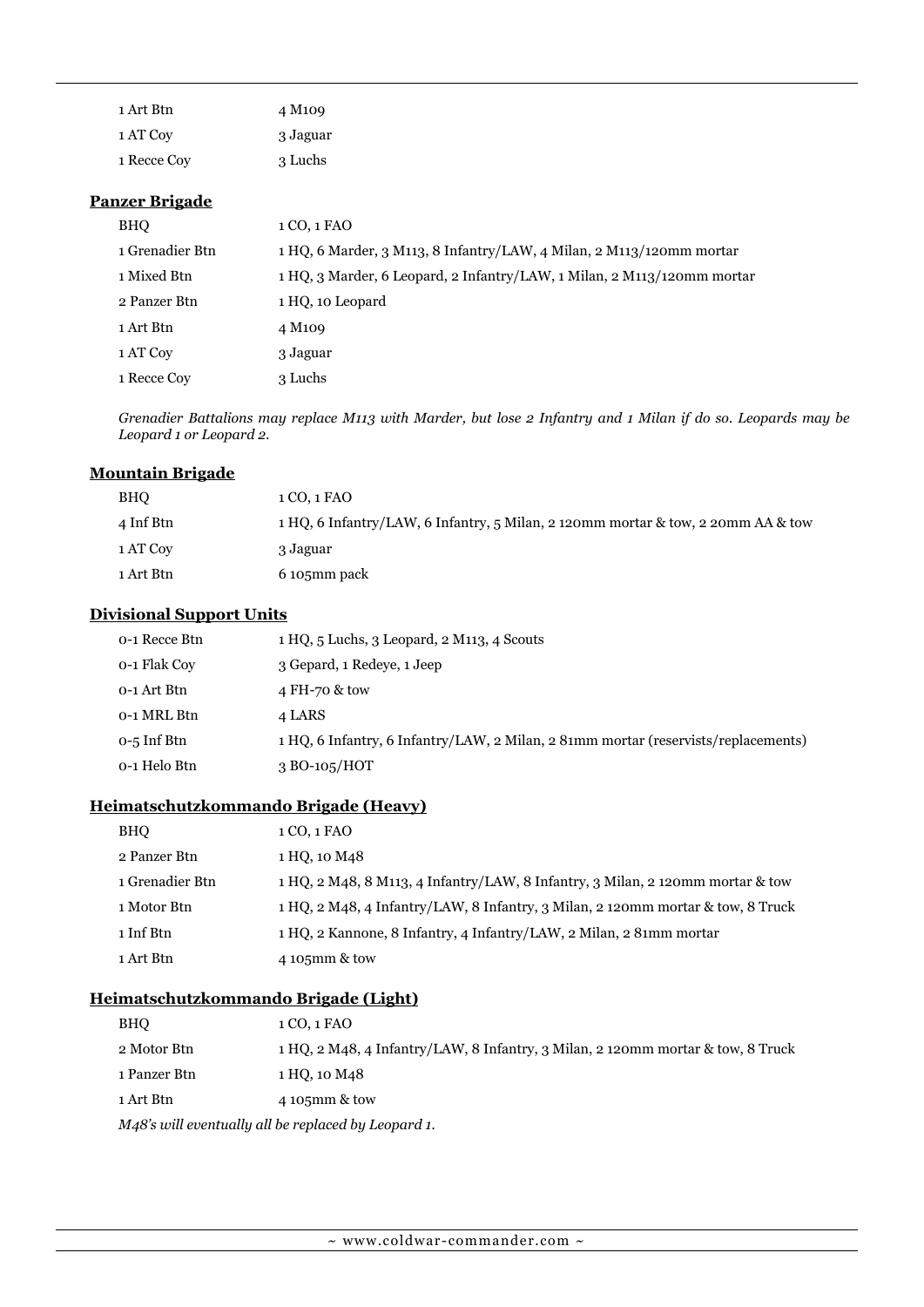| | |
|---|---|
| 1 Art Btn | 4 M109 |
| 1 AT Coy | 3 Jaguar |
| 1 Recce Coy | 3 Luchs |

## Panzer Brigade

| | |
|---|---|
| BHQ | 1 CO, 1 FAO |
| 1 Grenadier Btn | 1 HQ, 6 Marder, 3 M113, 8 Infantry/LAW, 4 Milan, 2 M113/120mm mortar |
| 1 Mixed Btn | 1 HQ, 3 Marder, 6 Leopard, 2 Infantry/LAW, 1 Milan, 2 M113/120mm mortar |
| 2 Panzer Btn | 1 HQ, 10 Leopard |
| 1 Art Btn | 4 M109 |
| 1 AT Coy | 3 Jaguar |
| 1 Recce Coy | 3 Luchs |

*Grenadier Battalions may replace M113 with Marder, but lose 2 Infantry and 1 Milan if do so. Leopards may be Leopard 1 or Leopard 2.*

## Mountain Brigade

| | |
|---|---|
| BHQ | 1 CO, 1 FAO |
| 4 Inf Btn | 1 HQ, 6 Infantry/LAW, 6 Infantry, 5 Milan, 2 120mm mortar & tow, 2 20mm AA & tow |
| 1 AT Coy | 3 Jaguar |
| 1 Art Btn | 6 105mm pack |

## Divisional Support Units

| | |
|---|---|
| 0-1 Recce Btn | 1 HQ, 5 Luchs, 3 Leopard, 2 M113, 4 Scouts |
| 0-1 Flak Coy | 3 Gepard, 1 Redeye, 1 Jeep |
| 0-1 Art Btn | 4 FH-70 & tow |
| 0-1 MRL Btn | 4 LARS |
| 0-5 Inf Btn | 1 HQ, 6 Infantry, 6 Infantry/LAW, 2 Milan, 2 81mm mortar (reservists/replacements) |
| 0-1 Helo Btn | 3 BO-105/HOT |

## Heimatschutzkommando Brigade (Heavy)

| | |
|---|---|
| BHQ | 1 CO, 1 FAO |
| 2 Panzer Btn | 1 HQ, 10 M48 |
| 1 Grenadier Btn | 1 HQ, 2 M48, 8 M113, 4 Infantry/LAW, 8 Infantry, 3 Milan, 2 120mm mortar & tow |
| 1 Motor Btn | 1 HQ, 2 M48, 4 Infantry/LAW, 8 Infantry, 3 Milan, 2 120mm mortar & tow, 8 Truck |
| 1 Inf Btn | 1 HQ, 2 Kannone, 8 Infantry, 4 Infantry/LAW, 2 Milan, 2 81mm mortar |
| 1 Art Btn | 4 105mm & tow |

## Heimatschutzkommando Brigade (Light)

| | |
|---|---|
| BHQ | 1 CO, 1 FAO |
| 2 Motor Btn | 1 HQ, 2 M48, 4 Infantry/LAW, 8 Infantry, 3 Milan, 2 120mm mortar & tow, 8 Truck |
| 1 Panzer Btn | 1 HQ, 10 M48 |
| 1 Art Btn | 4 105mm & tow |

*M48's will eventually all be replaced by Leopard 1.*